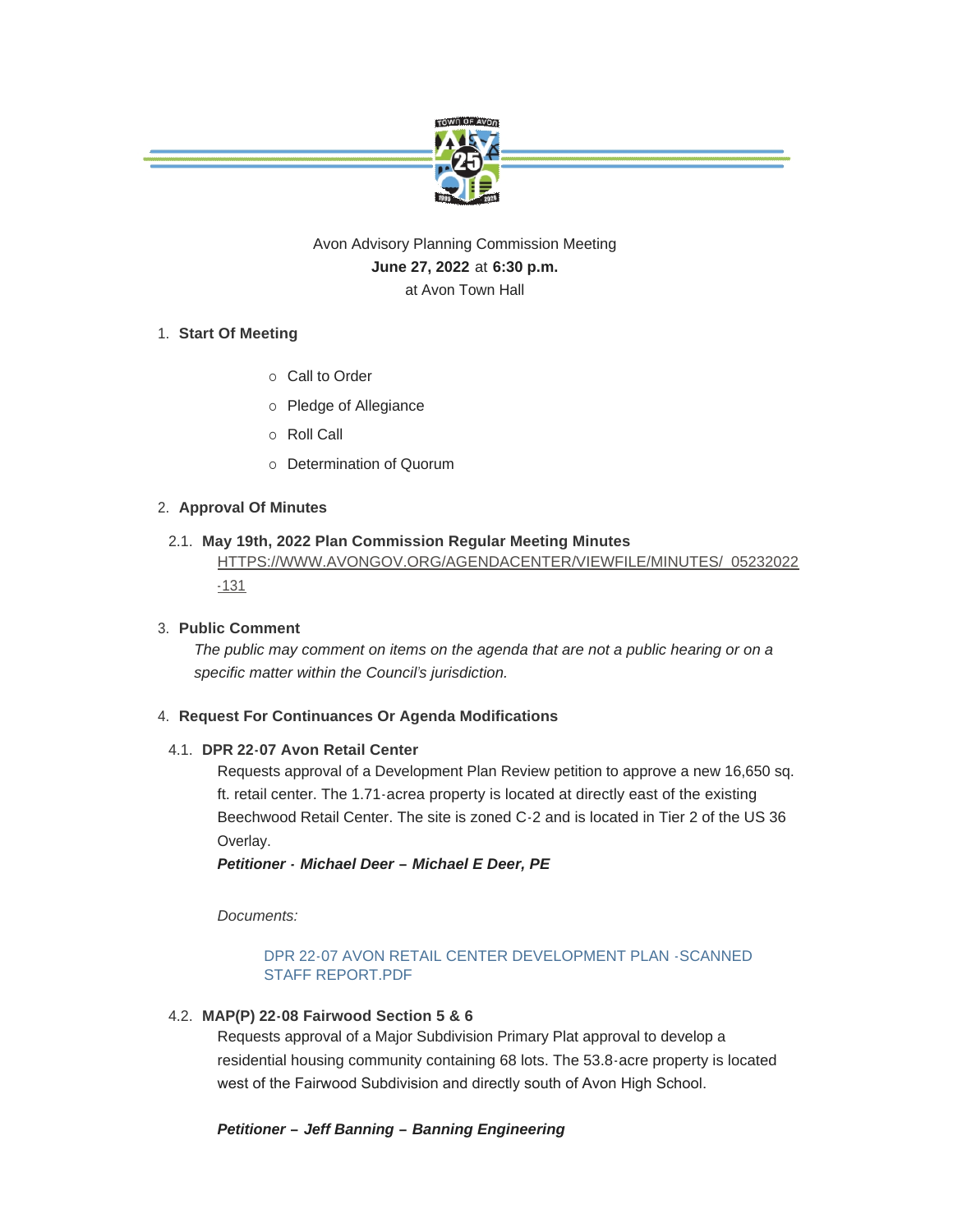Avon Advisory Planning Commission Meeting
**June 27, 2022** at **6:30 p.m.**
at Avon Town Hall

1. **Start Of Meeting**
   - Call to Order
   - Pledge of Allegiance
   - Roll Call
   - Determination of Quorum

2. **Approval Of Minutes**

   2.1. **May 19th, 2022 Plan Commission Regular Meeting Minutes**
   HTTPS://WWW.AVONGOV.ORG/AGENDACENTER/VIEWFILE/MINUTES/_05232022-131

3. **Public Comment**
   *The public may comment on items on the agenda that are not a public hearing or on a specific matter within the Council's jurisdiction.*

4. **Request For Continuances Or Agenda Modifications**

   4.1. **DPR 22-07 Avon Retail Center**
   Requests approval of a Development Plan Review petition to approve a new 16,650 sq. ft. retail center. The 1.71-acrea property is located at directly east of the existing Beechwood Retail Center. The site is zoned C-2 and is located in Tier 2 of the US 36 Overlay.
   ***Petitioner - Michael Deer – Michael E Deer, PE***

   *Documents:*

   DPR 22-07 AVON RETAIL CENTER DEVELOPMENT PLAN -SCANNED STAFF REPORT.PDF

   4.2. **MAP(P) 22-08 Fairwood Section 5 & 6**
   Requests approval of a Major Subdivision Primary Plat approval to develop a residential housing community containing 68 lots. The 53.8-acre property is located west of the Fairwood Subdivision and directly south of Avon High School.

   ***Petitioner – Jeff Banning – Banning Engineering***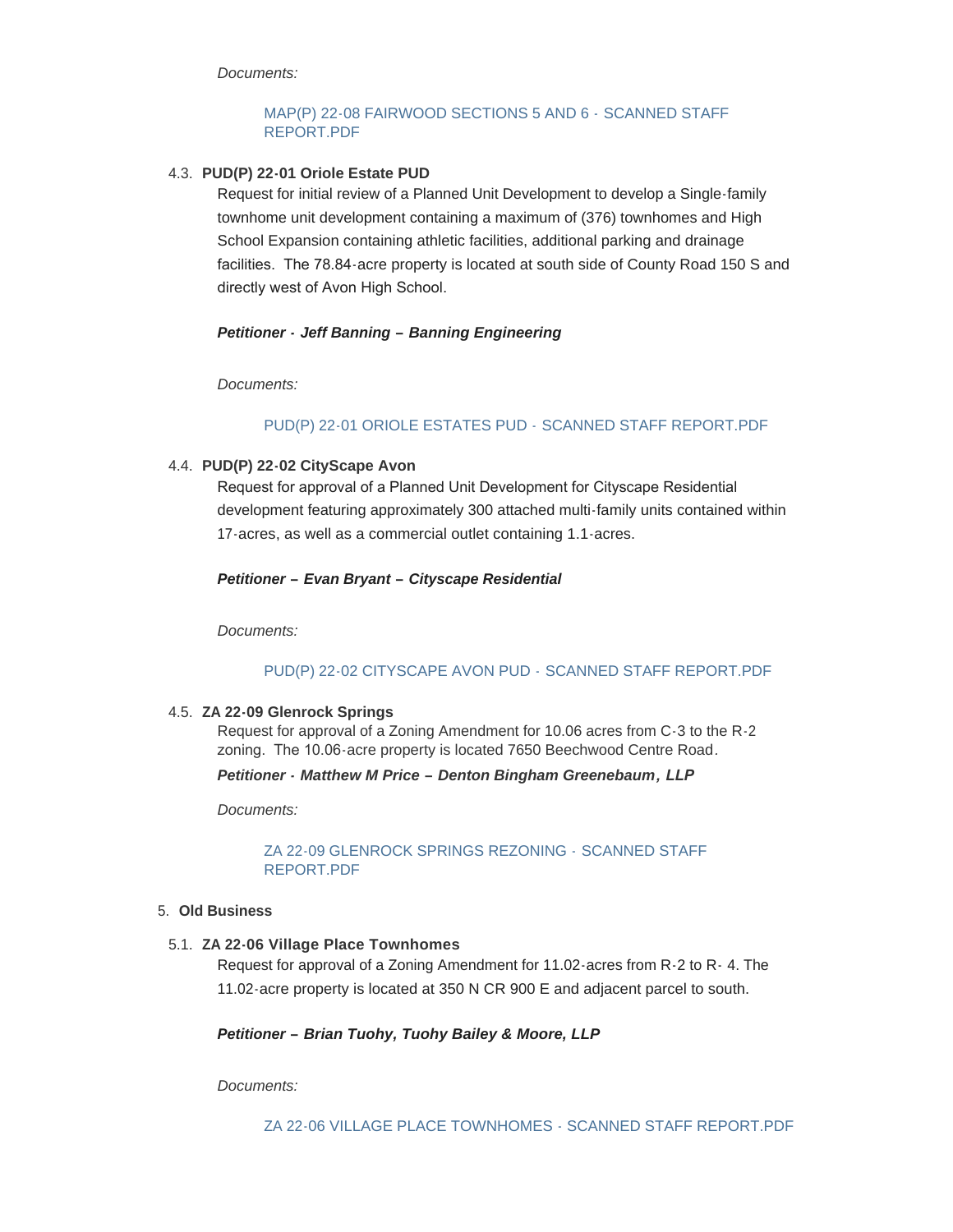*Documents:*

MAP(P) 22-08 FAIRWOOD SECTIONS 5 AND 6 - SCANNED STAFF REPORT.PDF

4.3. **PUD(P) 22-01 Oriole Estate PUD**

Request for initial review of a Planned Unit Development to develop a Single-family townhome unit development containing a maximum of (376) townhomes and High School Expansion containing athletic facilities, additional parking and drainage facilities. The 78.84-acre property is located at south side of County Road 150 S and directly west of Avon High School.

***Petitioner - Jeff Banning – Banning Engineering***

*Documents:*

PUD(P) 22-01 ORIOLE ESTATES PUD - SCANNED STAFF REPORT.PDF

4.4. **PUD(P) 22-02 CityScape Avon**

Request for approval of a Planned Unit Development for Cityscape Residential development featuring approximately 300 attached multi-family units contained within 17-acres, as well as a commercial outlet containing 1.1-acres.

***Petitioner – Evan Bryant – Cityscape Residential***

*Documents:*

PUD(P) 22-02 CITYSCAPE AVON PUD - SCANNED STAFF REPORT.PDF

4.5. **ZA 22-09 Glenrock Springs**

Request for approval of a Zoning Amendment for 10.06 acres from C-3 to the R-2 zoning. The 10.06-acre property is located 7650 Beechwood Centre Road.

***Petitioner - Matthew M Price – Denton Bingham Greenebaum, LLP***

*Documents:*

ZA 22-09 GLENROCK SPRINGS REZONING - SCANNED STAFF REPORT.PDF

5. **Old Business**

5.1. **ZA 22-06 Village Place Townhomes**

Request for approval of a Zoning Amendment for 11.02-acres from R-2 to R- 4. The 11.02-acre property is located at 350 N CR 900 E and adjacent parcel to south.

***Petitioner – Brian Tuohy, Tuohy Bailey & Moore, LLP***

*Documents:*

ZA 22-06 VILLAGE PLACE TOWNHOMES - SCANNED STAFF REPORT.PDF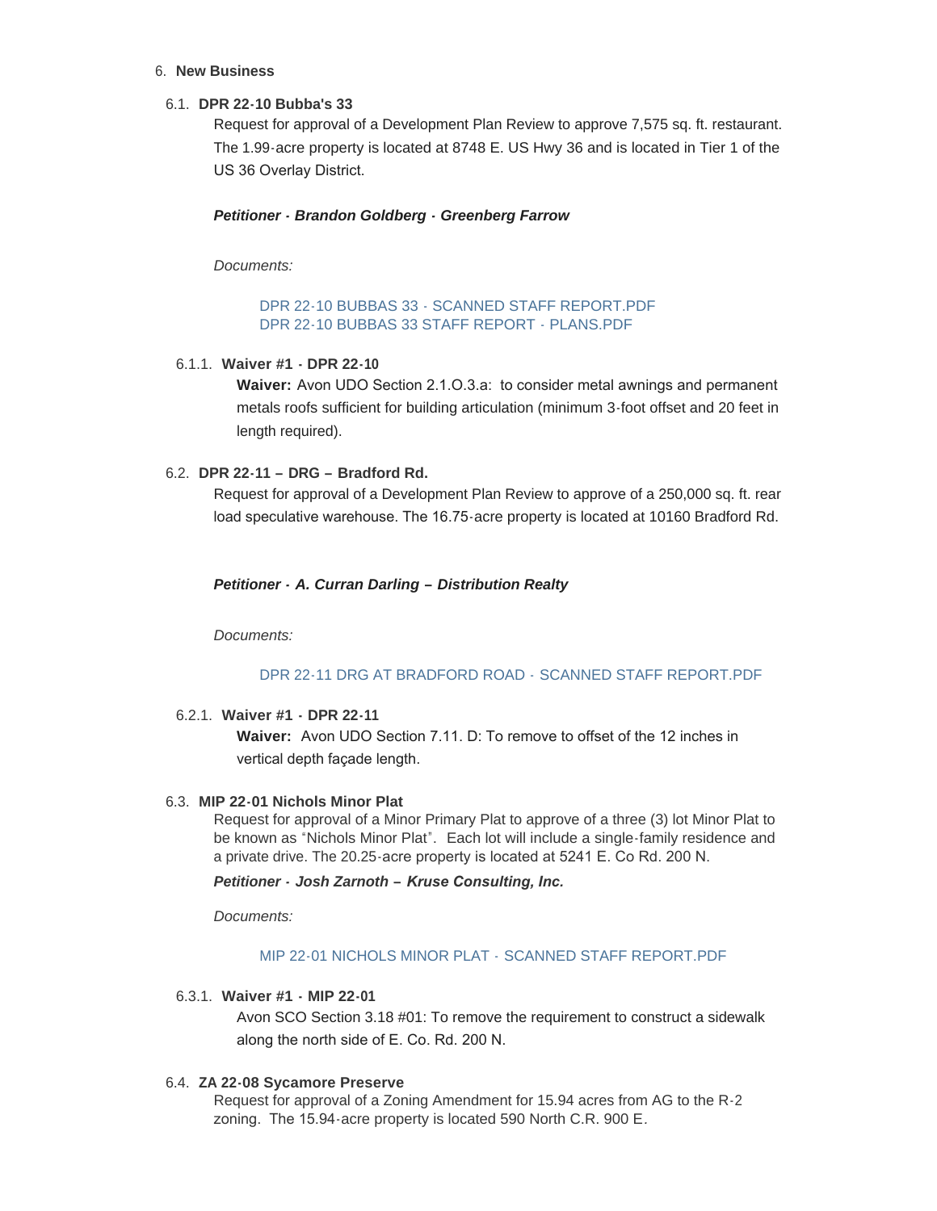6. **New Business**

6.1. **DPR 22-10 Bubba's 33**

Request for approval of a Development Plan Review to approve 7,575 sq. ft. restaurant. The 1.99-acre property is located at 8748 E. US Hwy 36 and is located in Tier 1 of the US 36 Overlay District.

***Petitioner - Brandon Goldberg - Greenberg Farrow***

*Documents:*

DPR 22-10 BUBBAS 33 - SCANNED STAFF REPORT.PDF
DPR 22-10 BUBBAS 33 STAFF REPORT - PLANS.PDF

6.1.1. **Waiver #1 - DPR 22-10**

**Waiver:** Avon UDO Section 2.1.O.3.a: to consider metal awnings and permanent metals roofs sufficient for building articulation (minimum 3-foot offset and 20 feet in length required).

6.2. **DPR 22-11 – DRG – Bradford Rd.**

Request for approval of a Development Plan Review to approve of a 250,000 sq. ft. rear load speculative warehouse. The 16.75-acre property is located at 10160 Bradford Rd.

***Petitioner - A. Curran Darling – Distribution Realty***

*Documents:*

DPR 22-11 DRG AT BRADFORD ROAD - SCANNED STAFF REPORT.PDF

6.2.1. **Waiver #1 - DPR 22-11**

**Waiver:** Avon UDO Section 7.11. D: To remove to offset of the 12 inches in vertical depth façade length.

6.3. **MIP 22-01 Nichols Minor Plat**

Request for approval of a Minor Primary Plat to approve of a three (3) lot Minor Plat to be known as "Nichols Minor Plat". Each lot will include a single-family residence and a private drive. The 20.25-acre property is located at 5241 E. Co Rd. 200 N.

***Petitioner - Josh Zarnoth – Kruse Consulting, Inc.***

*Documents:*

MIP 22-01 NICHOLS MINOR PLAT - SCANNED STAFF REPORT.PDF

6.3.1. **Waiver #1 - MIP 22-01**

Avon SCO Section 3.18 #01: To remove the requirement to construct a sidewalk along the north side of E. Co. Rd. 200 N.

6.4. **ZA 22-08 Sycamore Preserve**

Request for approval of a Zoning Amendment for 15.94 acres from AG to the R-2 zoning. The 15.94-acre property is located 590 North C.R. 900 E.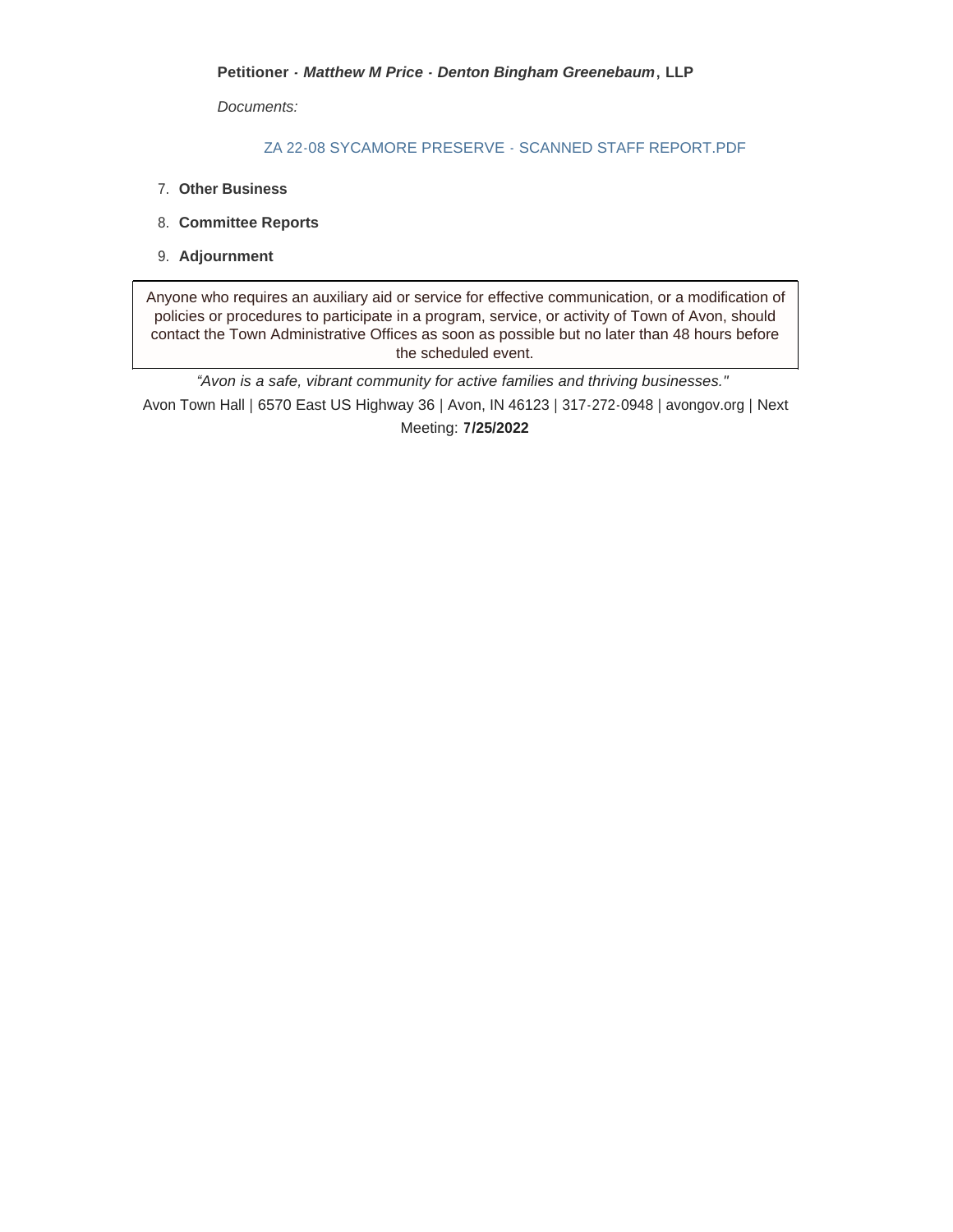**Petitioner - *Matthew M Price - Denton Bingham Greenebaum*, LLP**

*Documents:*

ZA 22-08 SYCAMORE PRESERVE - SCANNED STAFF REPORT.PDF

7. **Other Business**
8. **Committee Reports**
9. **Adjournment**

| |
|---|
| Anyone who requires an auxiliary aid or service for effective communication, or a modification of policies or procedures to participate in a program, service, or activity of Town of Avon, should contact the Town Administrative Offices as soon as possible but no later than 48 hours before the scheduled event. |

*"Avon is a safe, vibrant community for active families and thriving businesses."*

Avon Town Hall | 6570 East US Highway 36 | Avon, IN 46123 | 317-272-0948 | avongov.org | Next Meeting: **7/25/2022**